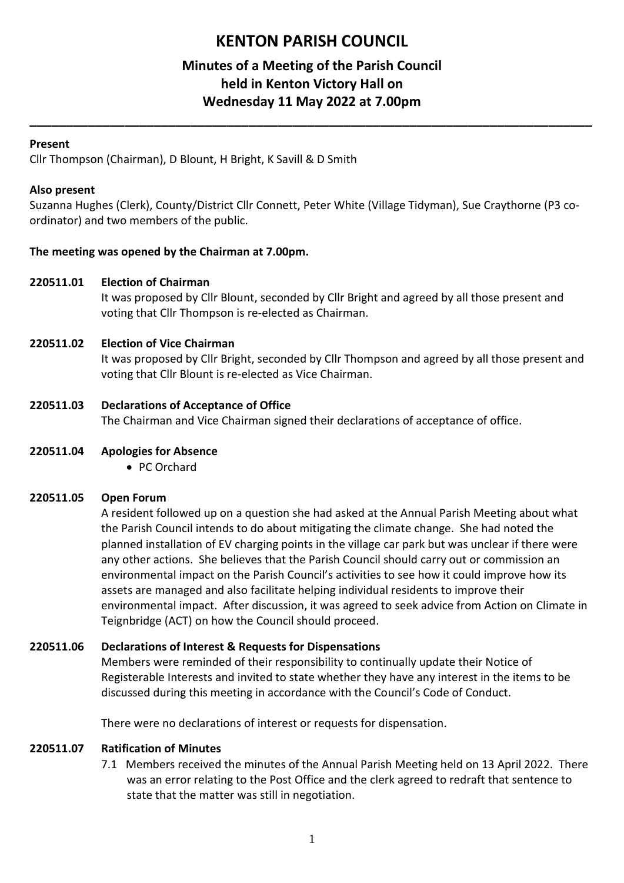# KENTON PARISH COUNCIL

## Minutes of a Meeting of the Parish Council held in Kenton Victory Hall on Wednesday 11 May 2022 at 7.00pm

---

**Present**

Cllr Thompson (Chairman), D Blount, H Bright, K Savill & D Smith

**Also present**

Suzanna Hughes (Clerk), County/District Cllr Connett, Peter White (Village Tidyman), Sue Craythorne (P3 co-ordinator) and two members of the public.

**The meeting was opened by the Chairman at 7.00pm.**

**220511.01 Election of Chairman**

It was proposed by Cllr Blount, seconded by Cllr Bright and agreed by all those present and voting that Cllr Thompson is re-elected as Chairman.

**220511.02 Election of Vice Chairman**

It was proposed by Cllr Bright, seconded by Cllr Thompson and agreed by all those present and voting that Cllr Blount is re-elected as Vice Chairman.

**220511.03 Declarations of Acceptance of Office**

The Chairman and Vice Chairman signed their declarations of acceptance of office.

**220511.04 Apologies for Absence**

- PC Orchard

**220511.05 Open Forum**

A resident followed up on a question she had asked at the Annual Parish Meeting about what the Parish Council intends to do about mitigating the climate change. She had noted the planned installation of EV charging points in the village car park but was unclear if there were any other actions. She believes that the Parish Council should carry out or commission an environmental impact on the Parish Council's activities to see how it could improve how its assets are managed and also facilitate helping individual residents to improve their environmental impact. After discussion, it was agreed to seek advice from Action on Climate in Teignbridge (ACT) on how the Council should proceed.

**220511.06 Declarations of Interest & Requests for Dispensations**

Members were reminded of their responsibility to continually update their Notice of Registerable Interests and invited to state whether they have any interest in the items to be discussed during this meeting in accordance with the Council's Code of Conduct.

There were no declarations of interest or requests for dispensation.

**220511.07 Ratification of Minutes**

7.1 Members received the minutes of the Annual Parish Meeting held on 13 April 2022. There was an error relating to the Post Office and the clerk agreed to redraft that sentence to state that the matter was still in negotiation.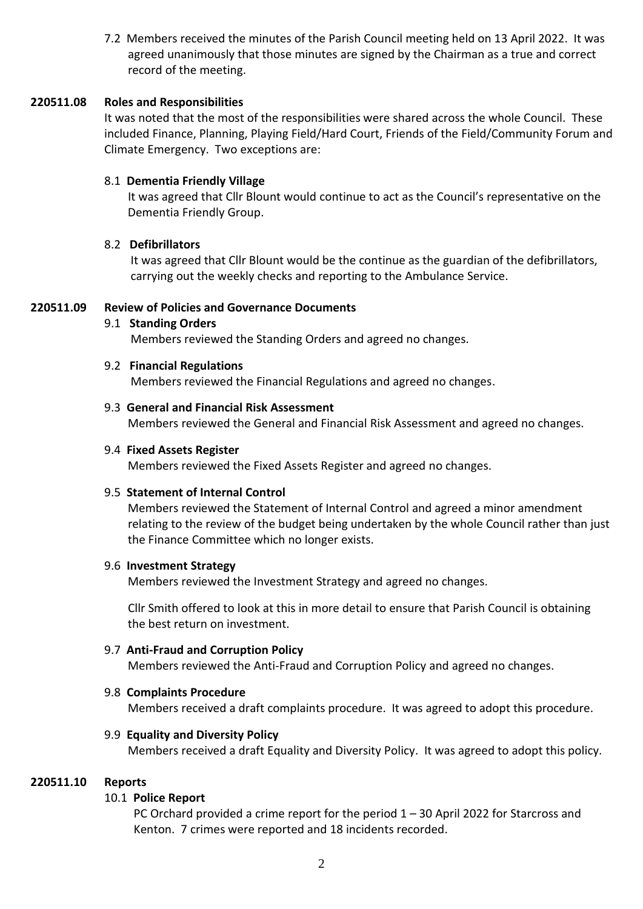7.2 Members received the minutes of the Parish Council meeting held on 13 April 2022. It was agreed unanimously that those minutes are signed by the Chairman as a true and correct record of the meeting.

**220511.08 Roles and Responsibilities**

It was noted that the most of the responsibilities were shared across the whole Council. These included Finance, Planning, Playing Field/Hard Court, Friends of the Field/Community Forum and Climate Emergency. Two exceptions are:

8.1 **Dementia Friendly Village**

It was agreed that Cllr Blount would continue to act as the Council's representative on the Dementia Friendly Group.

8.2 **Defibrillators**

It was agreed that Cllr Blount would be the continue as the guardian of the defibrillators, carrying out the weekly checks and reporting to the Ambulance Service.

**220511.09 Review of Policies and Governance Documents**

9.1 **Standing Orders**

Members reviewed the Standing Orders and agreed no changes.

9.2 **Financial Regulations**

Members reviewed the Financial Regulations and agreed no changes.

9.3 **General and Financial Risk Assessment**

Members reviewed the General and Financial Risk Assessment and agreed no changes.

9.4 **Fixed Assets Register**

Members reviewed the Fixed Assets Register and agreed no changes.

9.5 **Statement of Internal Control**

Members reviewed the Statement of Internal Control and agreed a minor amendment relating to the review of the budget being undertaken by the whole Council rather than just the Finance Committee which no longer exists.

9.6 **Investment Strategy**

Members reviewed the Investment Strategy and agreed no changes.

Cllr Smith offered to look at this in more detail to ensure that Parish Council is obtaining the best return on investment.

9.7 **Anti-Fraud and Corruption Policy**

Members reviewed the Anti-Fraud and Corruption Policy and agreed no changes.

9.8 **Complaints Procedure**

Members received a draft complaints procedure. It was agreed to adopt this procedure.

9.9 **Equality and Diversity Policy**

Members received a draft Equality and Diversity Policy. It was agreed to adopt this policy.

**220511.10 Reports**

10.1 **Police Report**

PC Orchard provided a crime report for the period 1 – 30 April 2022 for Starcross and Kenton. 7 crimes were reported and 18 incidents recorded.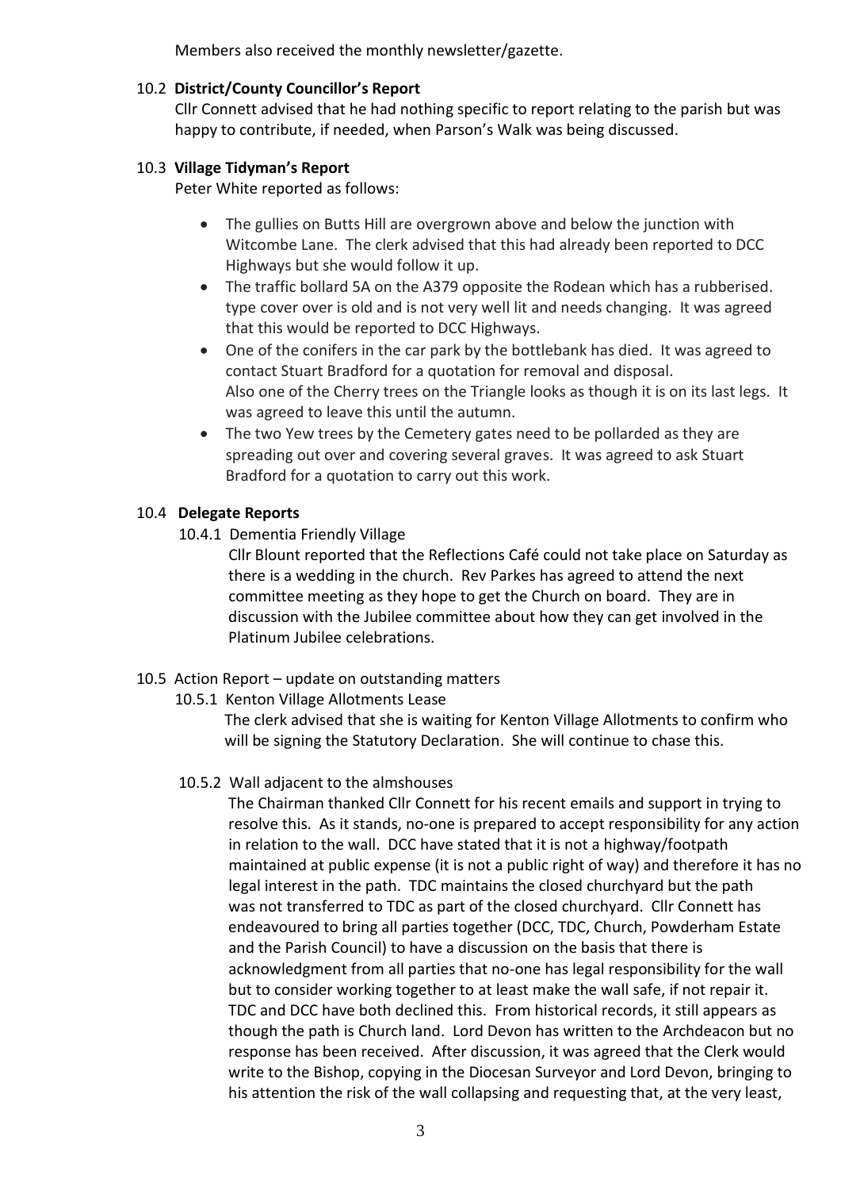Members also received the monthly newsletter/gazette.

### 10.2 **District/County Councillor's Report**

Cllr Connett advised that he had nothing specific to report relating to the parish but was happy to contribute, if needed, when Parson's Walk was being discussed.

### 10.3 **Village Tidyman's Report**

Peter White reported as follows:

- The gullies on Butts Hill are overgrown above and below the junction with Witcombe Lane. The clerk advised that this had already been reported to DCC Highways but she would follow it up.
- The traffic bollard 5A on the A379 opposite the Rodean which has a rubberised. type cover over is old and is not very well lit and needs changing. It was agreed that this would be reported to DCC Highways.
- One of the conifers in the car park by the bottlebank has died. It was agreed to contact Stuart Bradford for a quotation for removal and disposal.
  Also one of the Cherry trees on the Triangle looks as though it is on its last legs. It was agreed to leave this until the autumn.
- The two Yew trees by the Cemetery gates need to be pollarded as they are spreading out over and covering several graves. It was agreed to ask Stuart Bradford for a quotation to carry out this work.

### 10.4 **Delegate Reports**

10.4.1 Dementia Friendly Village

Cllr Blount reported that the Reflections Café could not take place on Saturday as there is a wedding in the church. Rev Parkes has agreed to attend the next committee meeting as they hope to get the Church on board. They are in discussion with the Jubilee committee about how they can get involved in the Platinum Jubilee celebrations.

### 10.5 Action Report – update on outstanding matters

10.5.1 Kenton Village Allotments Lease

The clerk advised that she is waiting for Kenton Village Allotments to confirm who will be signing the Statutory Declaration. She will continue to chase this.

10.5.2 Wall adjacent to the almshouses

The Chairman thanked Cllr Connett for his recent emails and support in trying to resolve this. As it stands, no-one is prepared to accept responsibility for any action in relation to the wall. DCC have stated that it is not a highway/footpath maintained at public expense (it is not a public right of way) and therefore it has no legal interest in the path. TDC maintains the closed churchyard but the path was not transferred to TDC as part of the closed churchyard. Cllr Connett has endeavoured to bring all parties together (DCC, TDC, Church, Powderham Estate and the Parish Council) to have a discussion on the basis that there is acknowledgment from all parties that no-one has legal responsibility for the wall but to consider working together to at least make the wall safe, if not repair it. TDC and DCC have both declined this. From historical records, it still appears as though the path is Church land. Lord Devon has written to the Archdeacon but no response has been received. After discussion, it was agreed that the Clerk would write to the Bishop, copying in the Diocesan Surveyor and Lord Devon, bringing to his attention the risk of the wall collapsing and requesting that, at the very least,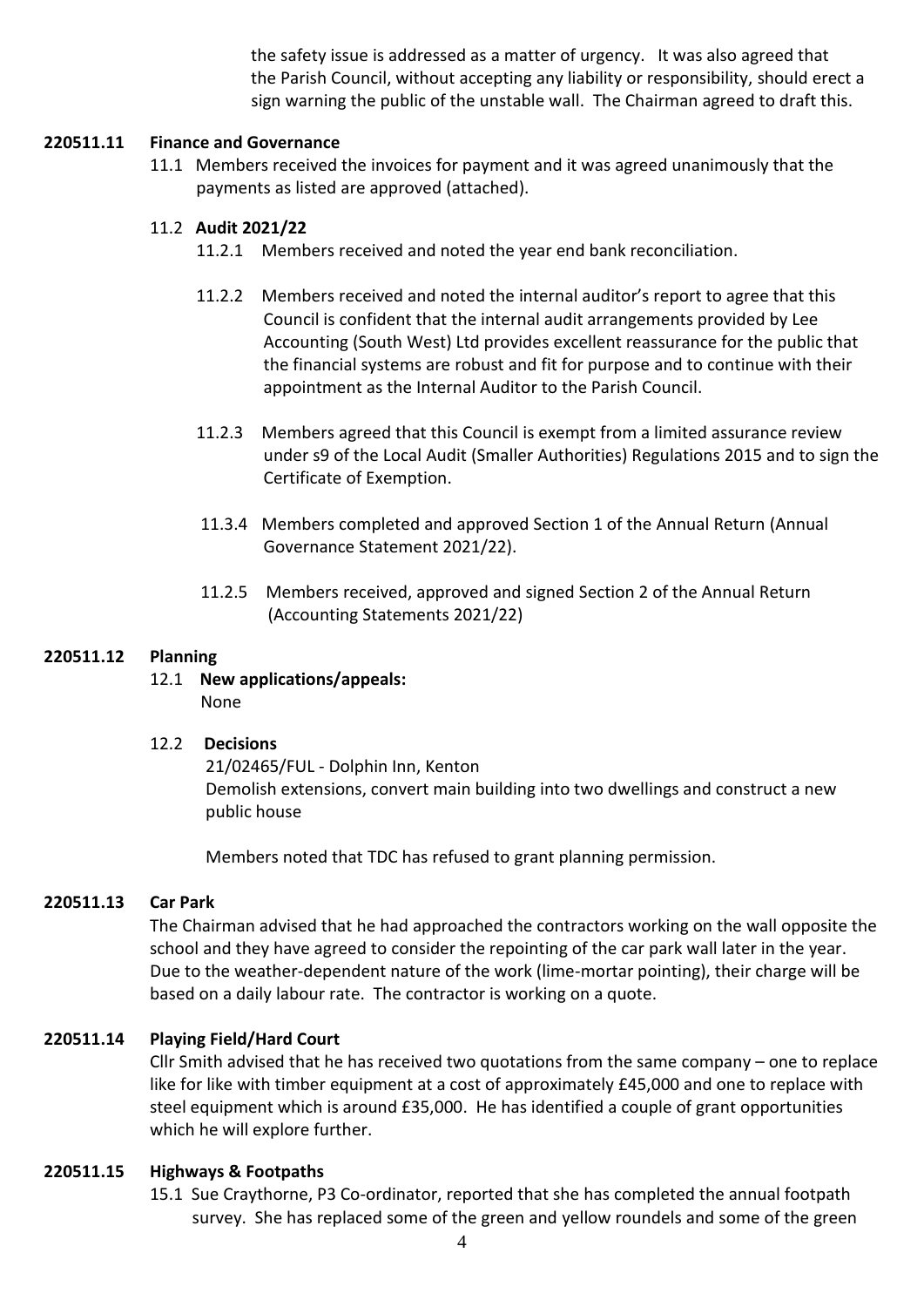the safety issue is addressed as a matter of urgency. It was also agreed that the Parish Council, without accepting any liability or responsibility, should erect a sign warning the public of the unstable wall. The Chairman agreed to draft this.

**220511.11 Finance and Governance**

11.1 Members received the invoices for payment and it was agreed unanimously that the payments as listed are approved (attached).

11.2 **Audit 2021/22**

11.2.1 Members received and noted the year end bank reconciliation.

11.2.2 Members received and noted the internal auditor's report to agree that this Council is confident that the internal audit arrangements provided by Lee Accounting (South West) Ltd provides excellent reassurance for the public that the financial systems are robust and fit for purpose and to continue with their appointment as the Internal Auditor to the Parish Council.

11.2.3 Members agreed that this Council is exempt from a limited assurance review under s9 of the Local Audit (Smaller Authorities) Regulations 2015 and to sign the Certificate of Exemption.

11.3.4 Members completed and approved Section 1 of the Annual Return (Annual Governance Statement 2021/22).

11.2.5 Members received, approved and signed Section 2 of the Annual Return (Accounting Statements 2021/22)

**220511.12 Planning**

12.1 **New applications/appeals:**
None

12.2 **Decisions**
21/02465/FUL - Dolphin Inn, Kenton
Demolish extensions, convert main building into two dwellings and construct a new public house

Members noted that TDC has refused to grant planning permission.

**220511.13 Car Park**

The Chairman advised that he had approached the contractors working on the wall opposite the school and they have agreed to consider the repointing of the car park wall later in the year. Due to the weather-dependent nature of the work (lime-mortar pointing), their charge will be based on a daily labour rate. The contractor is working on a quote.

**220511.14 Playing Field/Hard Court**

Cllr Smith advised that he has received two quotations from the same company – one to replace like for like with timber equipment at a cost of approximately £45,000 and one to replace with steel equipment which is around £35,000. He has identified a couple of grant opportunities which he will explore further.

**220511.15 Highways & Footpaths**

15.1 Sue Craythorne, P3 Co-ordinator, reported that she has completed the annual footpath survey. She has replaced some of the green and yellow roundels and some of the green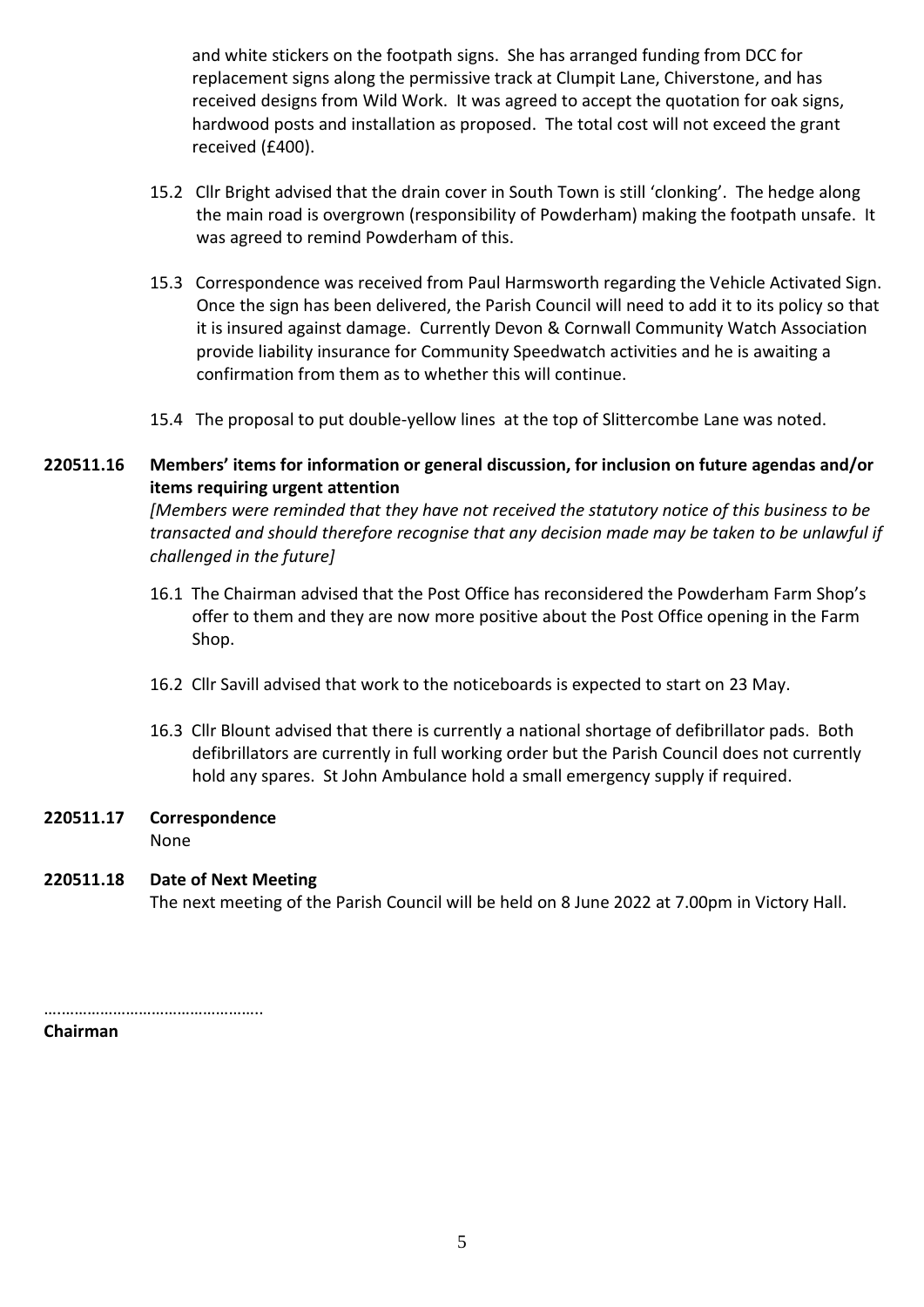and white stickers on the footpath signs. She has arranged funding from DCC for replacement signs along the permissive track at Clumpit Lane, Chiverstone, and has received designs from Wild Work. It was agreed to accept the quotation for oak signs, hardwood posts and installation as proposed. The total cost will not exceed the grant received (£400).

15.2 Cllr Bright advised that the drain cover in South Town is still 'clonking'. The hedge along the main road is overgrown (responsibility of Powderham) making the footpath unsafe. It was agreed to remind Powderham of this.

15.3 Correspondence was received from Paul Harmsworth regarding the Vehicle Activated Sign. Once the sign has been delivered, the Parish Council will need to add it to its policy so that it is insured against damage. Currently Devon & Cornwall Community Watch Association provide liability insurance for Community Speedwatch activities and he is awaiting a confirmation from them as to whether this will continue.

15.4 The proposal to put double-yellow lines at the top of Slittercombe Lane was noted.

**220511.16 Members' items for information or general discussion, for inclusion on future agendas and/or items requiring urgent attention**

*[Members were reminded that they have not received the statutory notice of this business to be transacted and should therefore recognise that any decision made may be taken to be unlawful if challenged in the future]*

16.1 The Chairman advised that the Post Office has reconsidered the Powderham Farm Shop's offer to them and they are now more positive about the Post Office opening in the Farm Shop.

16.2 Cllr Savill advised that work to the noticeboards is expected to start on 23 May.

16.3 Cllr Blount advised that there is currently a national shortage of defibrillator pads. Both defibrillators are currently in full working order but the Parish Council does not currently hold any spares. St John Ambulance hold a small emergency supply if required.

**220511.17 Correspondence**

None

**220511.18 Date of Next Meeting**

The next meeting of the Parish Council will be held on 8 June 2022 at 7.00pm in Victory Hall.

…………………………………………..

**Chairman**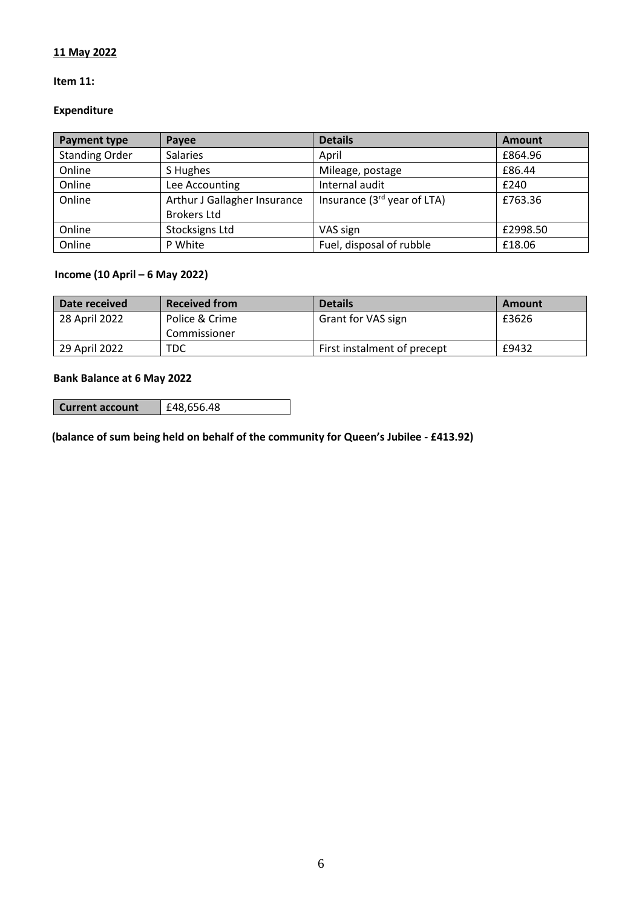**11 May 2022**

**Item 11:**

**Expenditure**

| Payment type | Payee | Details | Amount |
|---|---|---|---|
| Standing Order | Salaries | April | £864.96 |
| Online | S Hughes | Mileage, postage | £86.44 |
| Online | Lee Accounting | Internal audit | £240 |
| Online | Arthur J Gallagher Insurance Brokers Ltd | Insurance (3rd year of LTA) | £763.36 |
| Online | Stocksigns Ltd | VAS sign | £2998.50 |
| Online | P White | Fuel, disposal of rubble | £18.06 |

**Income (10 April – 6 May 2022)**

| Date received | Received from | Details | Amount |
|---|---|---|---|
| 28 April 2022 | Police & Crime Commissioner | Grant for VAS sign | £3626 |
| 29 April 2022 | TDC | First instalment of precept | £9432 |

**Bank Balance at 6 May 2022**

| | |
|---|---|
| **Current account** | £48,656.48 |

**(balance of sum being held on behalf of the community for Queen's Jubilee - £413.92)**